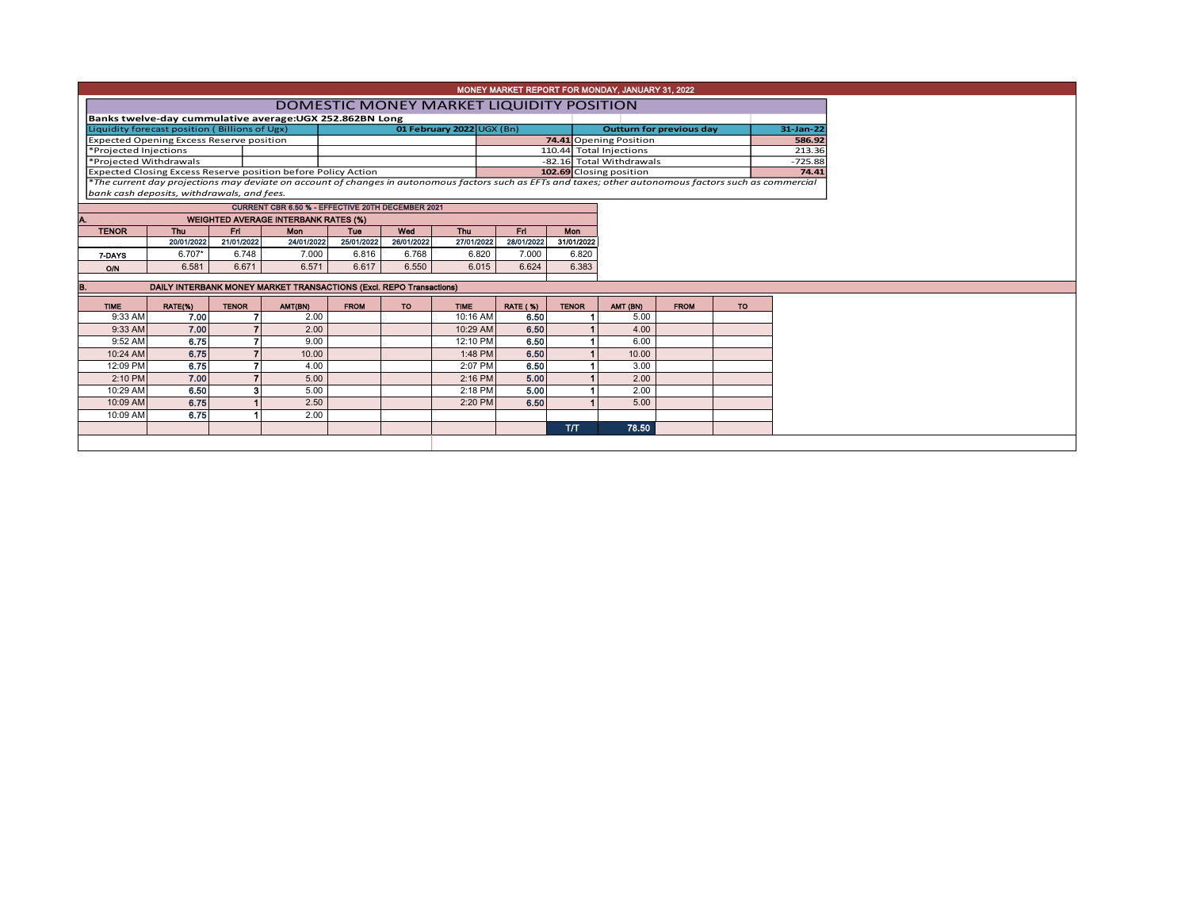# MONEY MARKET REPORT FOR MONDAY, JANUARY 31, 2022

## DOMESTIC MONEY MARKET LIQUIDITY POSITION

**Banks twelve-day cummulative average:UGX 252.862BN Long**

| Liquidity forecast position ( Billions of Ugx) | 01 February 2022 UGX (Bn) | Outturn for previous day | 31-Jan-22 |
|---|---|---|---|
| Expected Opening Excess Reserve position | 74.41 | Opening Position | 586.92 |
| *Projected Injections | 110.44 | Total Injections | 213.36 |
| *Projected Withdrawals | -82.16 | Total Withdrawals | -725.88 |
| Expected Closing Excess Reserve position before Policy Action | 102.69 | Closing position | 74.41 |

*\*The current day projections may deviate on account of changes in autonomous factors such as EFTs and taxes; other autonomous factors such as commercial bank cash deposits, withdrawals, and fees.*

**CURRENT CBR 6.50 % - EFFECTIVE 20TH DECEMBER 2021**

### A. WEIGHTED AVERAGE INTERBANK RATES (%)

| TENOR | Thu 20/01/2022 | Fri 21/01/2022 | Mon 24/01/2022 | Tue 25/01/2022 | Wed 26/01/2022 | Thu 27/01/2022 | Fri 28/01/2022 | Mon 31/01/2022 |
|---|---|---|---|---|---|---|---|---|
| 7-DAYS | 6.707* | 6.748 | 7.000 | 6.816 | 6.768 | 6.820 | 7.000 | 6.820 |
| O/N | 6.581 | 6.671 | 6.571 | 6.617 | 6.550 | 6.015 | 6.624 | 6.383 |

### B. DAILY INTERBANK MONEY MARKET TRANSACTIONS (Excl. REPO Transactions)

| TIME | RATE(%) | TENOR | AMT(BN) | FROM | TO | TIME | RATE ( %) | TENOR | AMT (BN) | FROM | TO |
|---|---|---|---|---|---|---|---|---|---|---|---|
| 9:33 AM | 7.00 | 7 | 2.00 | | | 10:16 AM | 6.50 | 1 | 5.00 | | |
| 9:33 AM | 7.00 | 7 | 2.00 | | | 10:29 AM | 6.50 | 1 | 4.00 | | |
| 9:52 AM | 6.75 | 7 | 9.00 | | | 12:10 PM | 6.50 | 1 | 6.00 | | |
| 10:24 AM | 6.75 | 7 | 10.00 | | | 1:48 PM | 6.50 | 1 | 10.00 | | |
| 12:09 PM | 6.75 | 7 | 4.00 | | | 2:07 PM | 6.50 | 1 | 3.00 | | |
| 2:10 PM | 7.00 | 7 | 5.00 | | | 2:16 PM | 5.00 | 1 | 2.00 | | |
| 10:29 AM | 6.50 | 3 | 5.00 | | | 2:18 PM | 5.00 | 1 | 2.00 | | |
| 10:09 AM | 6.75 | 1 | 2.50 | | | 2:20 PM | 6.50 | 1 | 5.00 | | |
| 10:09 AM | 6.75 | 1 | 2.00 | | | | | | | | |
| | | | | | | | | T/T | 78.50 | | |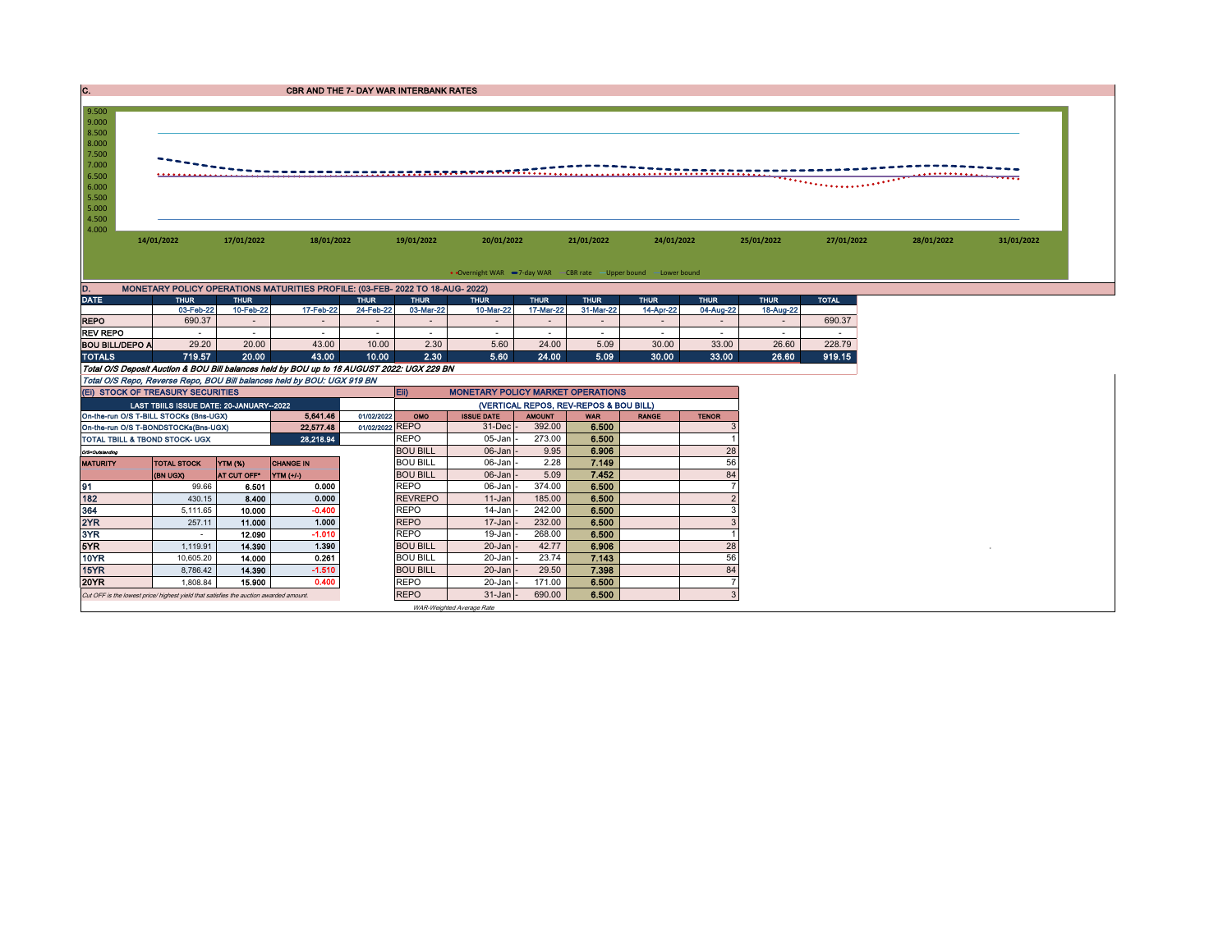## C. CBR AND THE 7- DAY WAR INTERBANK RATES

9.500
9.000
8.500
8.000
7.500
7.000
6.500
6.000
5.500
5.000
4.500
4.000

14/01/2022 17/01/2022 18/01/2022 19/01/2022 20/01/2022 21/01/2022 24/01/2022 25/01/2022 27/01/2022 28/01/2022 31/01/2022

Overnight WAR — 7-day WAR — CBR rate — Upper bound — Lower bound

## D. MONETARY POLICY OPERATIONS MATURITIES PROFILE: (03-FEB- 2022 TO 18-AUG- 2022)

| DATE | THUR | THUR | | THUR | THUR | THUR | THUR | THUR | THUR | THUR | THUR | TOTAL |
|---|---|---|---|---|---|---|---|---|---|---|---|---|
| | 03-Feb-22 | 10-Feb-22 | 17-Feb-22 | 24-Feb-22 | 03-Mar-22 | 10-Mar-22 | 17-Mar-22 | 31-Mar-22 | 14-Apr-22 | 04-Aug-22 | 18-Aug-22 | |
| REPO | 690.37 | - | - | - | - | - | - | - | - | - | - | 690.37 |
| REV REPO | - | - | - | - | - | - | - | - | - | - | - | - |
| BOU BILL/DEPO A | 29.20 | 20.00 | 43.00 | 10.00 | 2.30 | 5.60 | 24.00 | 5.09 | 30.00 | 33.00 | 26.60 | 228.79 |
| TOTALS | 719.57 | 20.00 | 43.00 | 10.00 | 2.30 | 5.60 | 24.00 | 5.09 | 30.00 | 33.00 | 26.60 | 919.15 |

*Total O/S Deposit Auction & BOU Bill balances held by BOU up to 18 AUGUST 2022: UGX 229 BN*

*Total O/S Repo, Reverse Repo, BOU Bill balances held by BOU: UGX 919 BN*

### (Ei) STOCK OF TREASURY SECURITIES

| LAST TBIILS ISSUE DATE: 20-JANUARY--2022 | | | |
|---|---|---|---|
| On-the-run O/S T-BILL STOCKs (Bns-UGX) | | 5,641.46 | 01/02/2022 |
| On-the-run O/S T-BONDSTOCKs(Bns-UGX) | | 22,577.48 | 01/02/2022 |
| TOTAL TBILL & TBOND STOCK- UGX | | 28,218.94 | |

*O/S=Outstanding*

| MATURITY | TOTAL STOCK (BN UGX) | YTM (%) AT CUT OFF* | CHANGE IN YTM (+/-) |
|---|---|---|---|
| 91 | 99.66 | 6.501 | 0.000 |
| 182 | 430.15 | 8.400 | 0.000 |
| 364 | 5,111.65 | 10.000 | -0.400 |
| 2YR | 257.11 | 11.000 | 1.000 |
| 3YR | - | 12.090 | -1.010 |
| 5YR | 1,119.91 | 14.390 | 1.390 |
| 10YR | 10,605.20 | 14.000 | 0.261 |
| 15YR | 8,786.42 | 14.390 | -1.510 |
| 20YR | 1,808.84 | 15.900 | 0.400 |

*Cut OFF is the lowest price/ highest yield that satisfies the auction awarded amount.*

### Eii) MONETARY POLICY MARKET OPERATIONS

(VERTICAL REPOS, REV-REPOS & BOU BILL)

| OMO | ISSUE DATE | AMOUNT | WAR | RANGE | TENOR |
|---|---|---|---|---|---|
| REPO | 31-Dec - | 392.00 | 6.500 | | 3 |
| REPO | 05-Jan - | 273.00 | 6.500 | | 1 |
| BOU BILL | 06-Jan - | 9.95 | 6.906 | | 28 |
| BOU BILL | 06-Jan - | 2.28 | 7.149 | | 56 |
| BOU BILL | 06-Jan - | 5.09 | 7.452 | | 84 |
| REPO | 06-Jan - | 374.00 | 6.500 | | 7 |
| REVREPO | 11-Jan | 185.00 | 6.500 | | 2 |
| REPO | 14-Jan - | 242.00 | 6.500 | | 3 |
| REPO | 17-Jan - | 232.00 | 6.500 | | 3 |
| REPO | 19-Jan - | 268.00 | 6.500 | | 1 |
| BOU BILL | 20-Jan - | 42.77 | 6.906 | | 28 |
| BOU BILL | 20-Jan - | 23.74 | 7.143 | | 56 |
| BOU BILL | 20-Jan - | 29.50 | 7.398 | | 84 |
| REPO | 20-Jan - | 171.00 | 6.500 | | 7 |
| REPO | 31-Jan - | 690.00 | 6.500 | | 3 |

*WAR-Weighted Average Rate*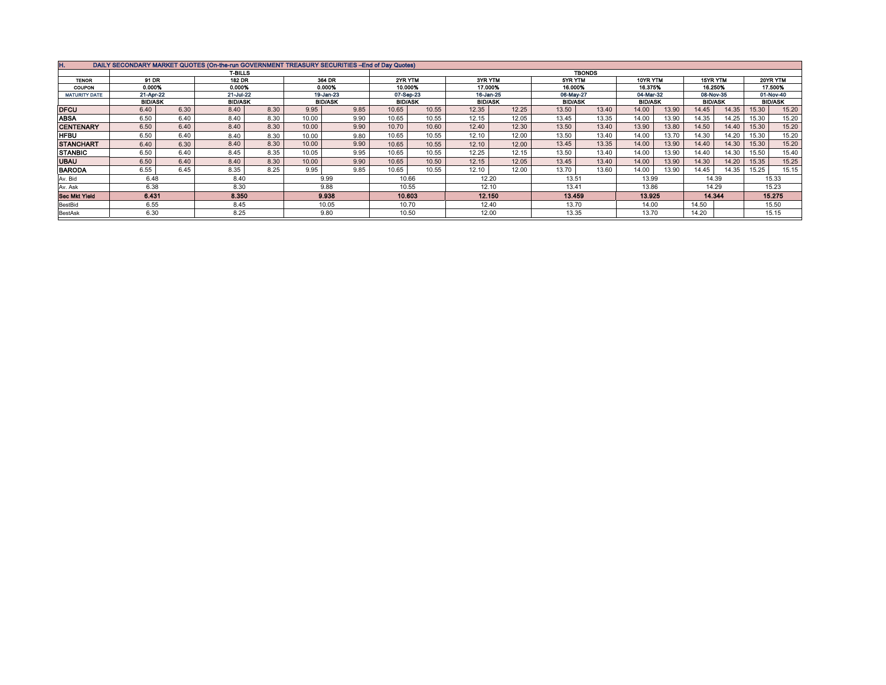| H. | DAILY SECONDARY MARKET QUOTES (On-the-run GOVERNMENT TREASURY SECURITIES –End of Day Quotes) | | | | | | | | | | | | | | | | | |
|---|---|---|---|---|---|---|---|---|---|---|---|---|---|---|---|---|---|---|
| | T-BILLS | | | | | | TBONDS | | | | | | | | | | | |
| TENOR | 91 DR | | 182 DR | | 364 DR | | 2YR YTM | | 3YR YTM | | 5YR YTM | | 10YR YTM | | 15YR YTM | | 20YR YTM | |
| COUPON | 0.000% | | 0.000% | | 0.000% | | 10.000% | | 17.000% | | 16.000% | | 16.375% | | 16.250% | | 17.500% | |
| MATURITY DATE | 21-Apr-22 | | 21-Jul-22 | | 19-Jan-23 | | 07-Sep-23 | | 16-Jan-25 | | 06-May-27 | | 04-Mar-32 | | 08-Nov-35 | | 01-Nov-40 | |
| | BID/ASK | | BID/ASK | | BID/ASK | | BID/ASK | | BID/ASK | | BID/ASK | | BID/ASK | | BID/ASK | | BID/ASK | |
| DFCU | 6.40 | 6.30 | 8.40 | 8.30 | 9.95 | 9.85 | 10.65 | 10.55 | 12.35 | 12.25 | 13.50 | 13.40 | 14.00 | 13.90 | 14.45 | 14.35 | 15.30 | 15.20 |
| ABSA | 6.50 | 6.40 | 8.40 | 8.30 | 10.00 | 9.90 | 10.65 | 10.55 | 12.15 | 12.05 | 13.45 | 13.35 | 14.00 | 13.90 | 14.35 | 14.25 | 15.30 | 15.20 |
| CENTENARY | 6.50 | 6.40 | 8.40 | 8.30 | 10.00 | 9.90 | 10.70 | 10.60 | 12.40 | 12.30 | 13.50 | 13.40 | 13.90 | 13.80 | 14.50 | 14.40 | 15.30 | 15.20 |
| HFBU | 6.50 | 6.40 | 8.40 | 8.30 | 10.00 | 9.80 | 10.65 | 10.55 | 12.10 | 12.00 | 13.50 | 13.40 | 14.00 | 13.70 | 14.30 | 14.20 | 15.30 | 15.20 |
| STANCHART | 6.40 | 6.30 | 8.40 | 8.30 | 10.00 | 9.90 | 10.65 | 10.55 | 12.10 | 12.00 | 13.45 | 13.35 | 14.00 | 13.90 | 14.40 | 14.30 | 15.30 | 15.20 |
| STANBIC | 6.50 | 6.40 | 8.45 | 8.35 | 10.05 | 9.95 | 10.65 | 10.55 | 12.25 | 12.15 | 13.50 | 13.40 | 14.00 | 13.90 | 14.40 | 14.30 | 15.50 | 15.40 |
| UBAU | 6.50 | 6.40 | 8.40 | 8.30 | 10.00 | 9.90 | 10.65 | 10.50 | 12.15 | 12.05 | 13.45 | 13.40 | 14.00 | 13.90 | 14.30 | 14.20 | 15.35 | 15.25 |
| BARODA | 6.55 | 6.45 | 8.35 | 8.25 | 9.95 | 9.85 | 10.65 | 10.55 | 12.10 | 12.00 | 13.70 | 13.60 | 14.00 | 13.90 | 14.45 | 14.35 | 15.25 | 15.15 |
| Av. Bid | 6.48 | | 8.40 | | 9.99 | | 10.66 | | 12.20 | | 13.51 | | 13.99 | | 14.39 | | 15.33 | |
| Av. Ask | 6.38 | | 8.30 | | 9.88 | | 10.55 | | 12.10 | | 13.41 | | 13.86 | | 14.29 | | 15.23 | |
| Sec Mkt Yield | 6.431 | | 8.350 | | 9.938 | | 10.603 | | 12.150 | | 13.459 | | 13.925 | | 14.344 | | 15.275 | |
| BestBid | 6.55 | | 8.45 | | 10.05 | | 10.70 | | 12.40 | | 13.70 | | 14.00 | | 14.50 | | 15.50 | |
| BestAsk | 6.30 | | 8.25 | | 9.80 | | 10.50 | | 12.00 | | 13.35 | | 13.70 | | 14.20 | | 15.15 | |